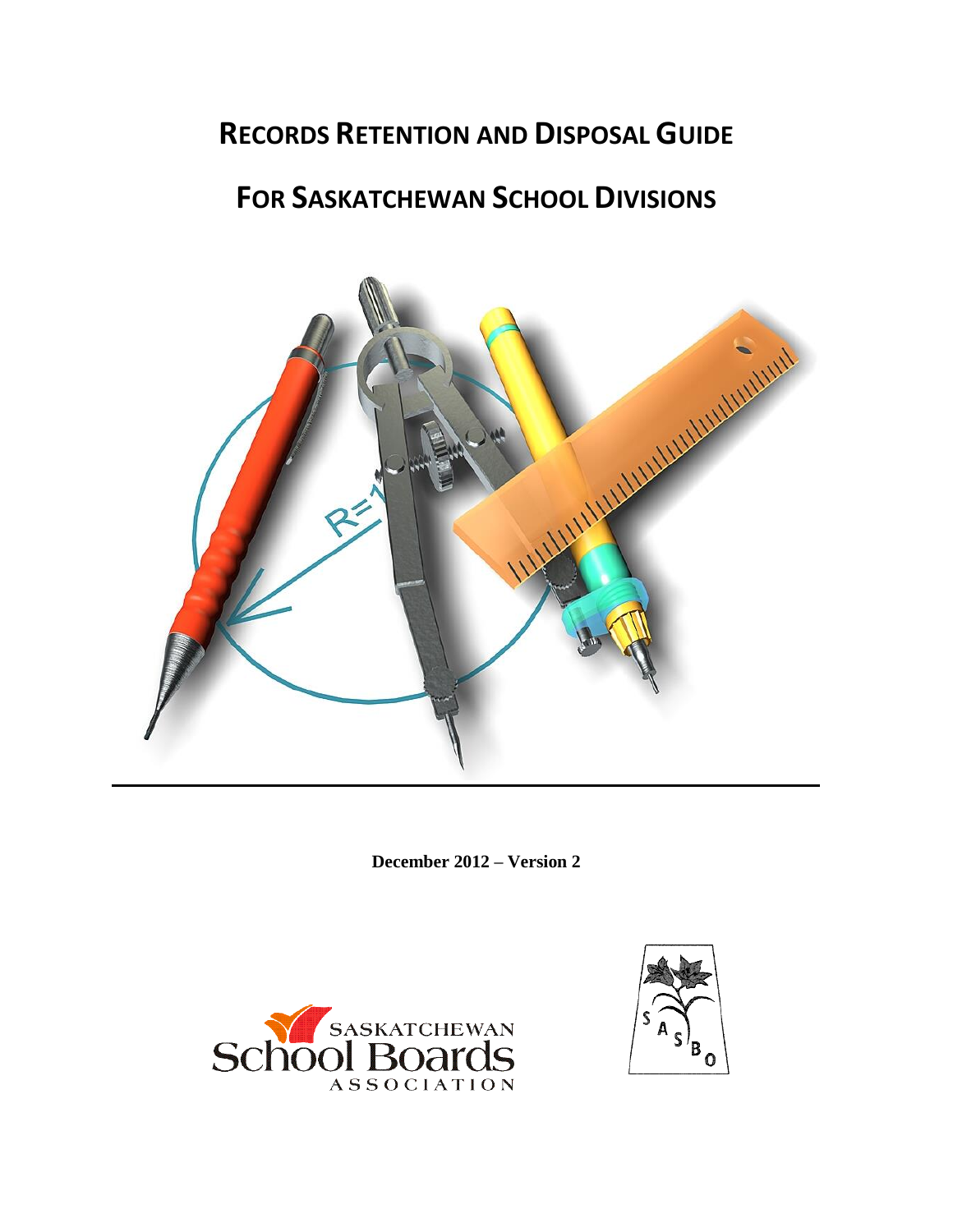# Records Retention and Disposal Guide

# For Saskatchewan School Divisions

**December 2012 – Version 2**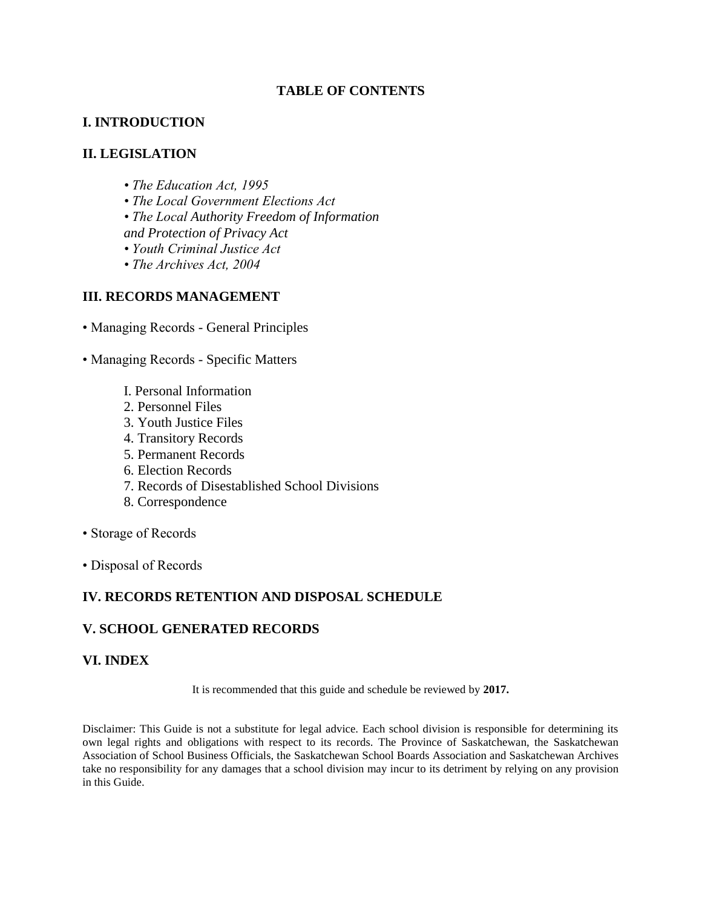# TABLE OF CONTENTS

## I. INTRODUCTION

## II. LEGISLATION

- *The Education Act, 1995*
- *The Local Government Elections Act*
- *The Local Authority Freedom of Information and Protection of Privacy Act*
- *Youth Criminal Justice Act*
- *The Archives Act, 2004*

## III. RECORDS MANAGEMENT

- Managing Records - General Principles

- Managing Records - Specific Matters

  I. Personal Information
  2. Personnel Files
  3. Youth Justice Files
  4. Transitory Records
  5. Permanent Records
  6. Election Records
  7. Records of Disestablished School Divisions
  8. Correspondence

- Storage of Records

- Disposal of Records

## IV. RECORDS RETENTION AND DISPOSAL SCHEDULE

## V. SCHOOL GENERATED RECORDS

## VI. INDEX

It is recommended that this guide and schedule be reviewed by **2017.**

Disclaimer: This Guide is not a substitute for legal advice. Each school division is responsible for determining its own legal rights and obligations with respect to its records. The Province of Saskatchewan, the Saskatchewan Association of School Business Officials, the Saskatchewan School Boards Association and Saskatchewan Archives take no responsibility for any damages that a school division may incur to its detriment by relying on any provision in this Guide.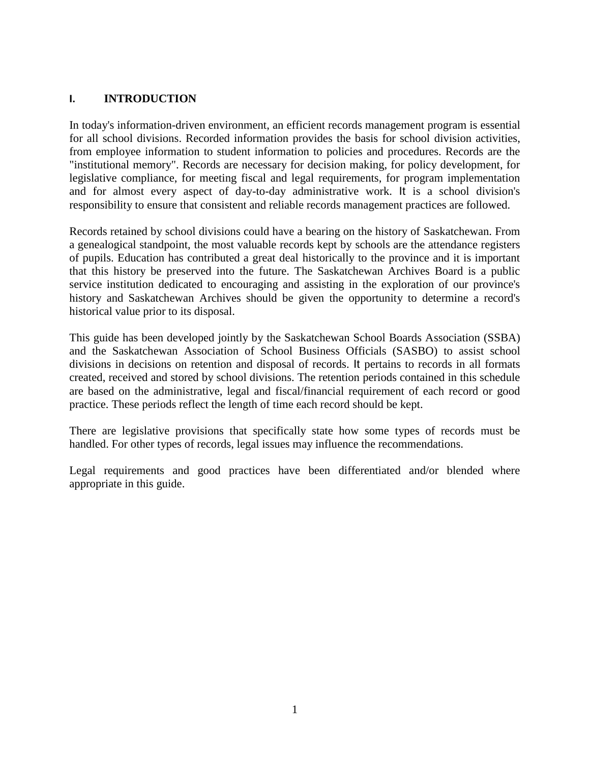# I. INTRODUCTION

In today's information-driven environment, an efficient records management program is essential for all school divisions. Recorded information provides the basis for school division activities, from employee information to student information to policies and procedures. Records are the "institutional memory". Records are necessary for decision making, for policy development, for legislative compliance, for meeting fiscal and legal requirements, for program implementation and for almost every aspect of day-to-day administrative work. It is a school division's responsibility to ensure that consistent and reliable records management practices are followed.

Records retained by school divisions could have a bearing on the history of Saskatchewan. From a genealogical standpoint, the most valuable records kept by schools are the attendance registers of pupils. Education has contributed a great deal historically to the province and it is important that this history be preserved into the future. The Saskatchewan Archives Board is a public service institution dedicated to encouraging and assisting in the exploration of our province's history and Saskatchewan Archives should be given the opportunity to determine a record's historical value prior to its disposal.

This guide has been developed jointly by the Saskatchewan School Boards Association (SSBA) and the Saskatchewan Association of School Business Officials (SASBO) to assist school divisions in decisions on retention and disposal of records. It pertains to records in all formats created, received and stored by school divisions. The retention periods contained in this schedule are based on the administrative, legal and fiscal/financial requirement of each record or good practice. These periods reflect the length of time each record should be kept.

There are legislative provisions that specifically state how some types of records must be handled. For other types of records, legal issues may influence the recommendations.

Legal requirements and good practices have been differentiated and/or blended where appropriate in this guide.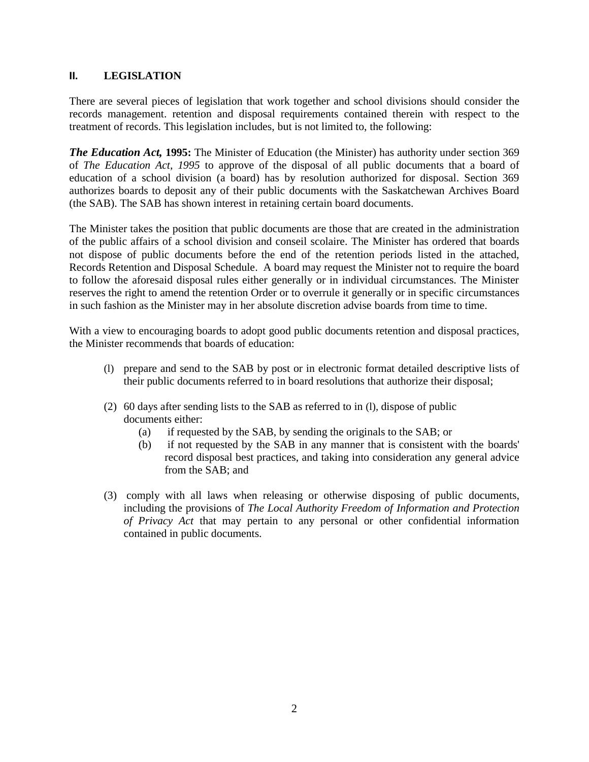## II. LEGISLATION

There are several pieces of legislation that work together and school divisions should consider the records management. retention and disposal requirements contained therein with respect to the treatment of records. This legislation includes, but is not limited to, the following:

***The Education Act,* 1995:** The Minister of Education (the Minister) has authority under section 369 of *The Education Act, 1995* to approve of the disposal of all public documents that a board of education of a school division (a board) has by resolution authorized for disposal. Section 369 authorizes boards to deposit any of their public documents with the Saskatchewan Archives Board (the SAB). The SAB has shown interest in retaining certain board documents.

The Minister takes the position that public documents are those that are created in the administration of the public affairs of a school division and conseil scolaire. The Minister has ordered that boards not dispose of public documents before the end of the retention periods listed in the attached, Records Retention and Disposal Schedule. A board may request the Minister not to require the board to follow the aforesaid disposal rules either generally or in individual circumstances. The Minister reserves the right to amend the retention Order or to overrule it generally or in specific circumstances in such fashion as the Minister may in her absolute discretion advise boards from time to time.

With a view to encouraging boards to adopt good public documents retention and disposal practices, the Minister recommends that boards of education:

(l) prepare and send to the SAB by post or in electronic format detailed descriptive lists of their public documents referred to in board resolutions that authorize their disposal;

(2) 60 days after sending lists to the SAB as referred to in (l), dispose of public documents either:
   - (a) if requested by the SAB, by sending the originals to the SAB; or
   - (b) if not requested by the SAB in any manner that is consistent with the boards' record disposal best practices, and taking into consideration any general advice from the SAB; and

(3) comply with all laws when releasing or otherwise disposing of public documents, including the provisions of *The Local Authority Freedom of Information and Protection of Privacy Act* that may pertain to any personal or other confidential information contained in public documents.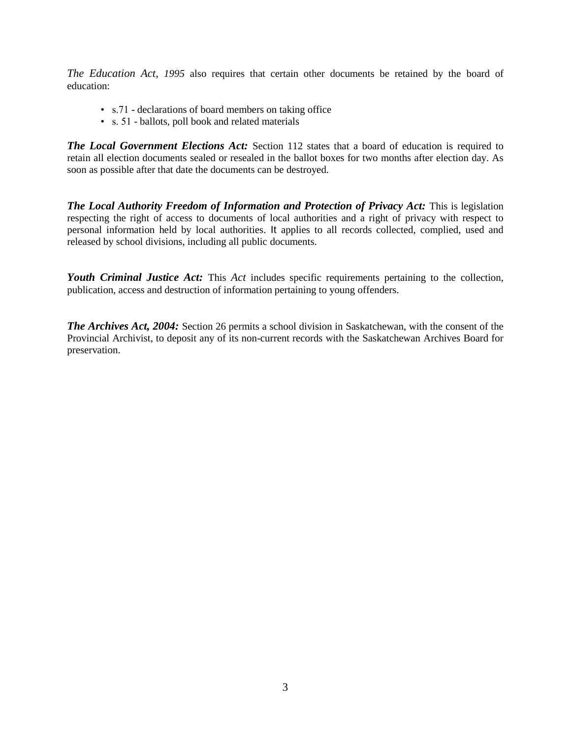*The Education Act, 1995* also requires that certain other documents be retained by the board of education:

- s.71 - declarations of board members on taking office
- s. 51 - ballots, poll book and related materials

***The Local Government Elections Act:*** Section 112 states that a board of education is required to retain all election documents sealed or resealed in the ballot boxes for two months after election day. As soon as possible after that date the documents can be destroyed.

***The Local Authority Freedom of Information and Protection of Privacy Act:*** This is legislation respecting the right of access to documents of local authorities and a right of privacy with respect to personal information held by local authorities. It applies to all records collected, complied, used and released by school divisions, including all public documents.

***Youth Criminal Justice Act:*** This *Act* includes specific requirements pertaining to the collection, publication, access and destruction of information pertaining to young offenders.

***The Archives Act, 2004:*** Section 26 permits a school division in Saskatchewan, with the consent of the Provincial Archivist, to deposit any of its non-current records with the Saskatchewan Archives Board for preservation.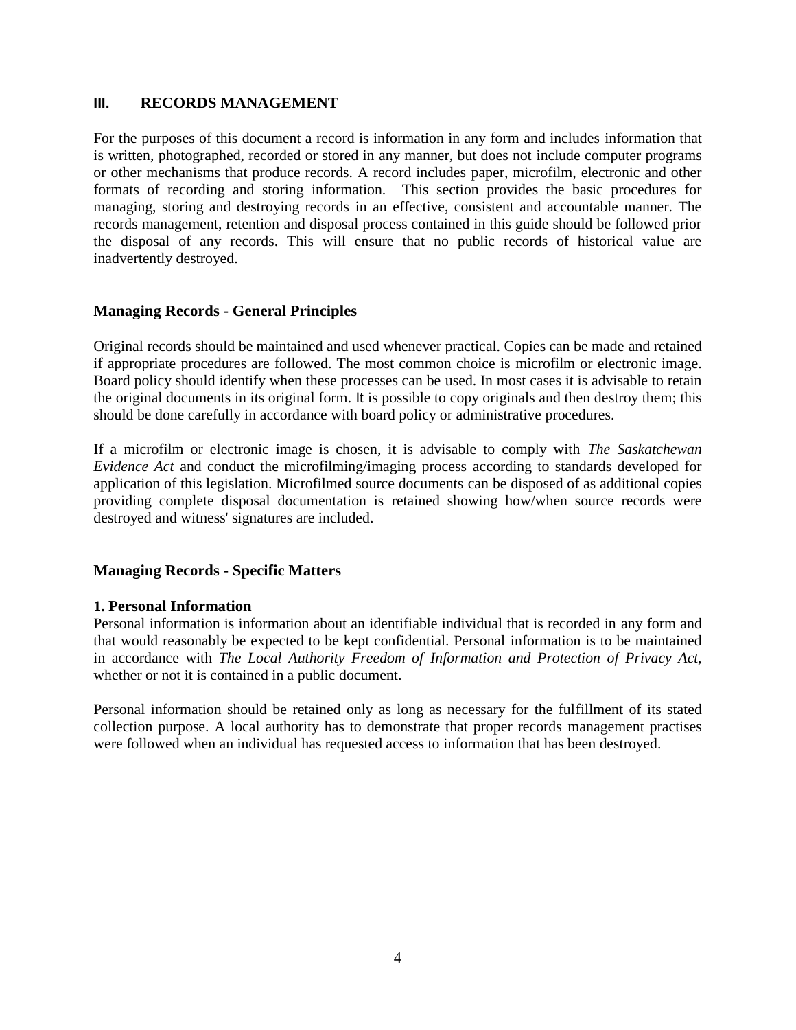## III. RECORDS MANAGEMENT

For the purposes of this document a record is information in any form and includes information that is written, photographed, recorded or stored in any manner, but does not include computer programs or other mechanisms that produce records. A record includes paper, microfilm, electronic and other formats of recording and storing information. This section provides the basic procedures for managing, storing and destroying records in an effective, consistent and accountable manner. The records management, retention and disposal process contained in this guide should be followed prior the disposal of any records. This will ensure that no public records of historical value are inadvertently destroyed.

### Managing Records - General Principles

Original records should be maintained and used whenever practical. Copies can be made and retained if appropriate procedures are followed. The most common choice is microfilm or electronic image. Board policy should identify when these processes can be used. In most cases it is advisable to retain the original documents in its original form. It is possible to copy originals and then destroy them; this should be done carefully in accordance with board policy or administrative procedures.

If a microfilm or electronic image is chosen, it is advisable to comply with *The Saskatchewan Evidence Act* and conduct the microfilming/imaging process according to standards developed for application of this legislation. Microfilmed source documents can be disposed of as additional copies providing complete disposal documentation is retained showing how/when source records were destroyed and witness' signatures are included.

### Managing Records - Specific Matters

**1. Personal Information**

Personal information is information about an identifiable individual that is recorded in any form and that would reasonably be expected to be kept confidential. Personal information is to be maintained in accordance with *The Local Authority Freedom of Information and Protection of Privacy Act,* whether or not it is contained in a public document.

Personal information should be retained only as long as necessary for the fulfillment of its stated collection purpose. A local authority has to demonstrate that proper records management practises were followed when an individual has requested access to information that has been destroyed.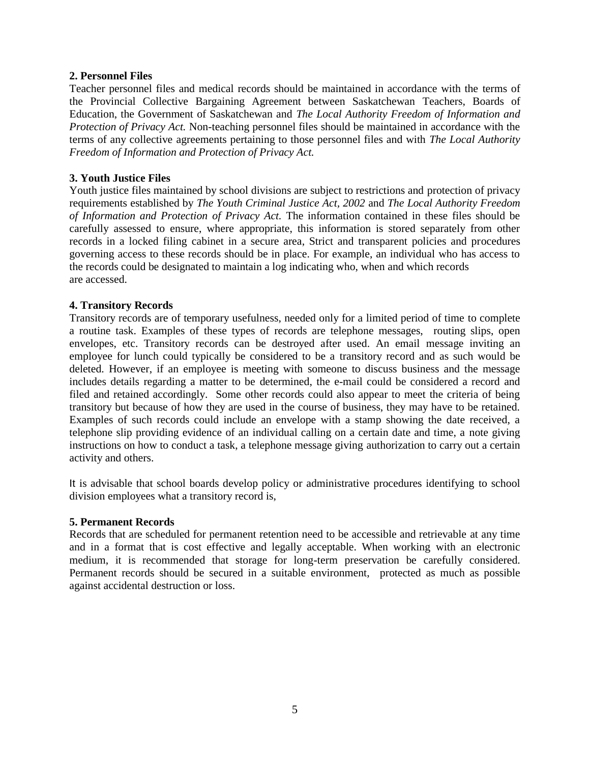**2. Personnel Files**

Teacher personnel files and medical records should be maintained in accordance with the terms of the Provincial Collective Bargaining Agreement between Saskatchewan Teachers, Boards of Education, the Government of Saskatchewan and *The Local Authority Freedom of Information and Protection of Privacy Act.* Non-teaching personnel files should be maintained in accordance with the terms of any collective agreements pertaining to those personnel files and with *The Local Authority Freedom of Information and Protection of Privacy Act.*

**3. Youth Justice Files**

Youth justice files maintained by school divisions are subject to restrictions and protection of privacy requirements established by *The Youth Criminal Justice Act, 2002* and *The Local Authority Freedom of Information and Protection of Privacy Act.* The information contained in these files should be carefully assessed to ensure, where appropriate, this information is stored separately from other records in a locked filing cabinet in a secure area, Strict and transparent policies and procedures governing access to these records should be in place. For example, an individual who has access to the records could be designated to maintain a log indicating who, when and which records are accessed.

**4. Transitory Records**

Transitory records are of temporary usefulness, needed only for a limited period of time to complete a routine task. Examples of these types of records are telephone messages, routing slips, open envelopes, etc. Transitory records can be destroyed after used. An email message inviting an employee for lunch could typically be considered to be a transitory record and as such would be deleted. However, if an employee is meeting with someone to discuss business and the message includes details regarding a matter to be determined, the e-mail could be considered a record and filed and retained accordingly. Some other records could also appear to meet the criteria of being transitory but because of how they are used in the course of business, they may have to be retained. Examples of such records could include an envelope with a stamp showing the date received, a telephone slip providing evidence of an individual calling on a certain date and time, a note giving instructions on how to conduct a task, a telephone message giving authorization to carry out a certain activity and others.

It is advisable that school boards develop policy or administrative procedures identifying to school division employees what a transitory record is,

**5. Permanent Records**

Records that are scheduled for permanent retention need to be accessible and retrievable at any time and in a format that is cost effective and legally acceptable. When working with an electronic medium, it is recommended that storage for long-term preservation be carefully considered. Permanent records should be secured in a suitable environment, protected as much as possible against accidental destruction or loss.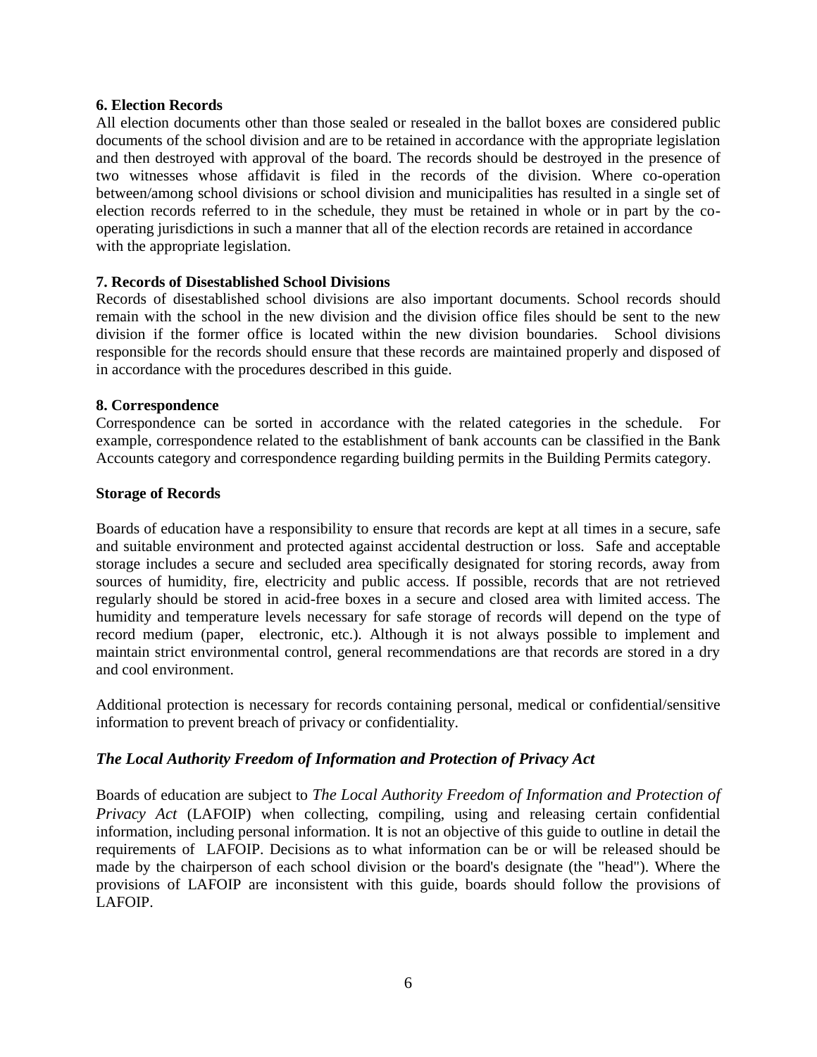**6. Election Records**

All election documents other than those sealed or resealed in the ballot boxes are considered public documents of the school division and are to be retained in accordance with the appropriate legislation and then destroyed with approval of the board. The records should be destroyed in the presence of two witnesses whose affidavit is filed in the records of the division. Where co-operation between/among school divisions or school division and municipalities has resulted in a single set of election records referred to in the schedule, they must be retained in whole or in part by the co-operating jurisdictions in such a manner that all of the election records are retained in accordance with the appropriate legislation.

**7. Records of Disestablished School Divisions**

Records of disestablished school divisions are also important documents. School records should remain with the school in the new division and the division office files should be sent to the new division if the former office is located within the new division boundaries. School divisions responsible for the records should ensure that these records are maintained properly and disposed of in accordance with the procedures described in this guide.

**8. Correspondence**

Correspondence can be sorted in accordance with the related categories in the schedule. For example, correspondence related to the establishment of bank accounts can be classified in the Bank Accounts category and correspondence regarding building permits in the Building Permits category.

**Storage of Records**

Boards of education have a responsibility to ensure that records are kept at all times in a secure, safe and suitable environment and protected against accidental destruction or loss. Safe and acceptable storage includes a secure and secluded area specifically designated for storing records, away from sources of humidity, fire, electricity and public access. If possible, records that are not retrieved regularly should be stored in acid-free boxes in a secure and closed area with limited access. The humidity and temperature levels necessary for safe storage of records will depend on the type of record medium (paper, electronic, etc.). Although it is not always possible to implement and maintain strict environmental control, general recommendations are that records are stored in a dry and cool environment.

Additional protection is necessary for records containing personal, medical or confidential/sensitive information to prevent breach of privacy or confidentiality.

## *The Local Authority Freedom of Information and Protection of Privacy Act*

Boards of education are subject to *The Local Authority Freedom of Information and Protection of Privacy Act* (LAFOIP) when collecting, compiling, using and releasing certain confidential information, including personal information. It is not an objective of this guide to outline in detail the requirements of LAFOIP. Decisions as to what information can be or will be released should be made by the chairperson of each school division or the board's designate (the "head"). Where the provisions of LAFOIP are inconsistent with this guide, boards should follow the provisions of LAFOIP.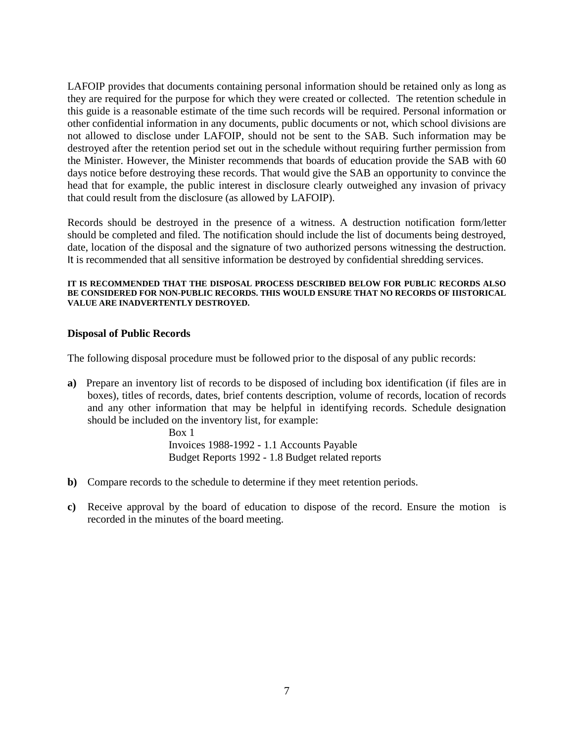LAFOIP provides that documents containing personal information should be retained only as long as they are required for the purpose for which they were created or collected. The retention schedule in this guide is a reasonable estimate of the time such records will be required. Personal information or other confidential information in any documents, public documents or not, which school divisions are not allowed to disclose under LAFOIP, should not be sent to the SAB. Such information may be destroyed after the retention period set out in the schedule without requiring further permission from the Minister. However, the Minister recommends that boards of education provide the SAB with 60 days notice before destroying these records. That would give the SAB an opportunity to convince the head that for example, the public interest in disclosure clearly outweighed any invasion of privacy that could result from the disclosure (as allowed by LAFOIP).

Records should be destroyed in the presence of a witness. A destruction notification form/letter should be completed and filed. The notification should include the list of documents being destroyed, date, location of the disposal and the signature of two authorized persons witnessing the destruction. It is recommended that all sensitive information be destroyed by confidential shredding services.

**IT IS RECOMMENDED THAT THE DISPOSAL PROCESS DESCRIBED BELOW FOR PUBLIC RECORDS ALSO BE CONSIDERED FOR NON-PUBLIC RECORDS. THIS WOULD ENSURE THAT NO RECORDS OF IIISTORICAL VALUE ARE INADVERTENTLY DESTROYED.**

### Disposal of Public Records

The following disposal procedure must be followed prior to the disposal of any public records:

**a)** Prepare an inventory list of records to be disposed of including box identification (if files are in boxes), titles of records, dates, brief contents description, volume of records, location of records and any other information that may be helpful in identifying records. Schedule designation should be included on the inventory list, for example:

   Box 1
   Invoices 1988-1992 - 1.1 Accounts Payable
   Budget Reports 1992 - 1.8 Budget related reports

**b)** Compare records to the schedule to determine if they meet retention periods.

**c)** Receive approval by the board of education to dispose of the record. Ensure the motion is recorded in the minutes of the board meeting.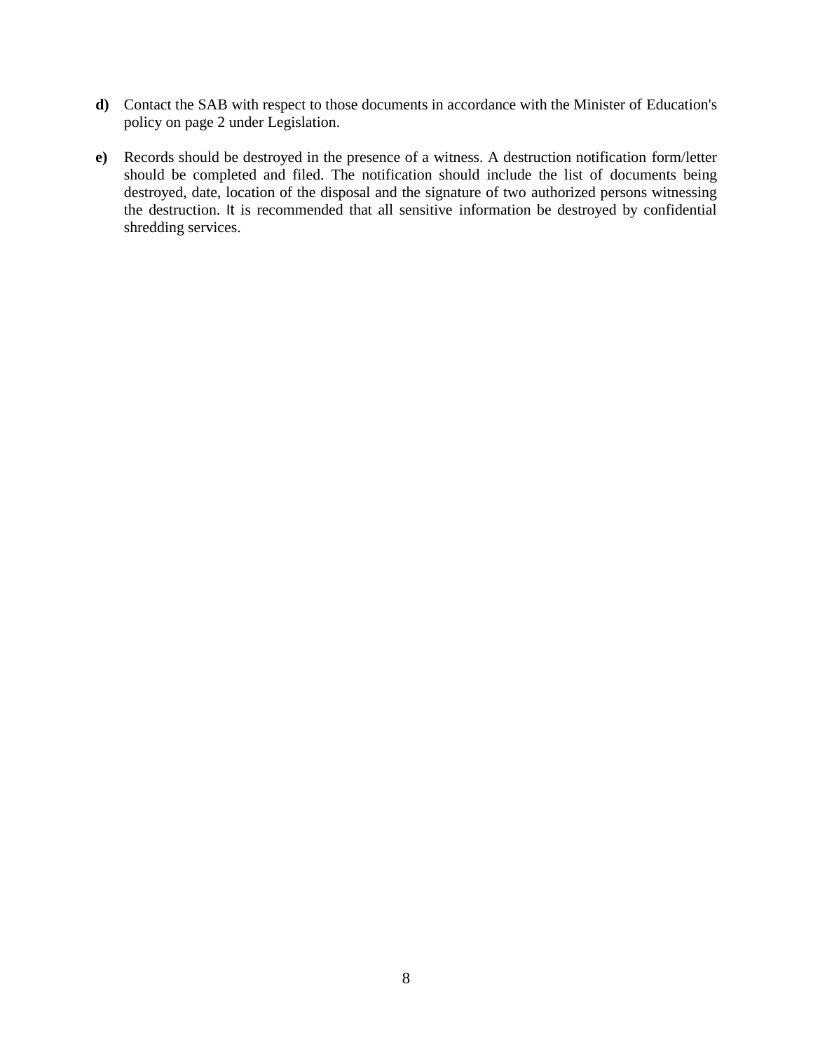**d)** Contact the SAB with respect to those documents in accordance with the Minister of Education's policy on page 2 under Legislation.

**e)** Records should be destroyed in the presence of a witness. A destruction notification form/letter should be completed and filed. The notification should include the list of documents being destroyed, date, location of the disposal and the signature of two authorized persons witnessing the destruction. It is recommended that all sensitive information be destroyed by confidential shredding services.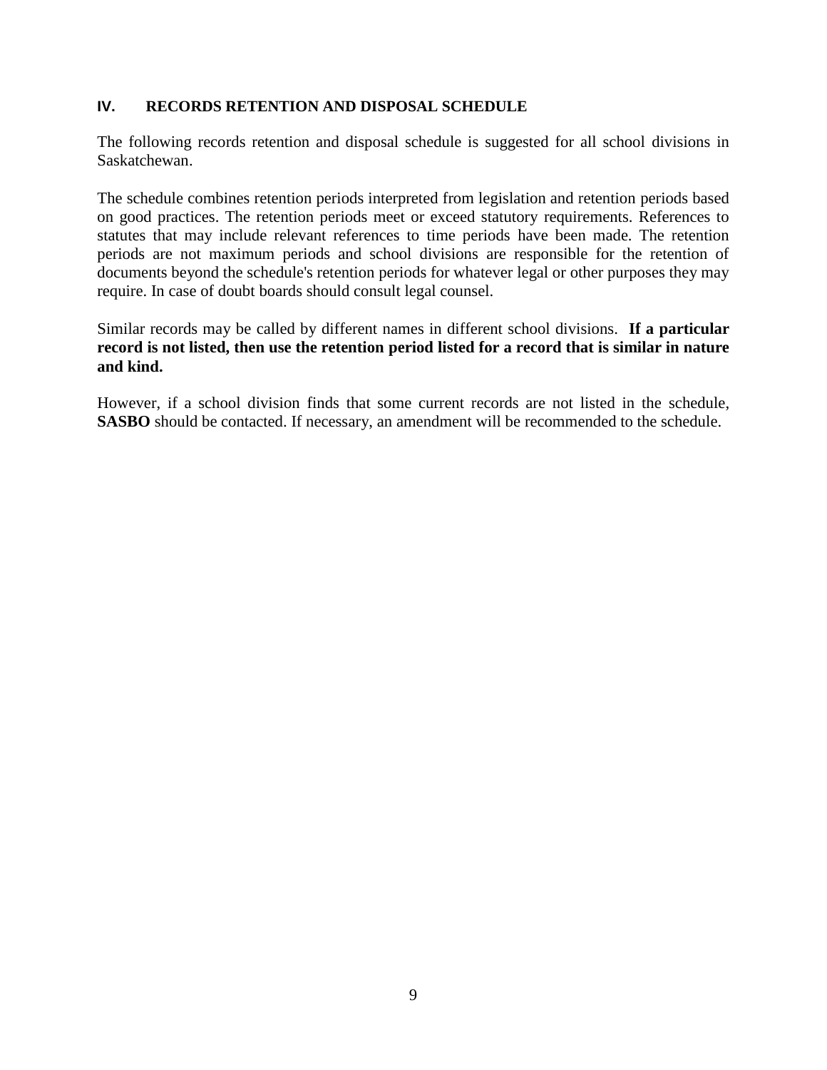## IV. RECORDS RETENTION AND DISPOSAL SCHEDULE

The following records retention and disposal schedule is suggested for all school divisions in Saskatchewan.

The schedule combines retention periods interpreted from legislation and retention periods based on good practices. The retention periods meet or exceed statutory requirements. References to statutes that may include relevant references to time periods have been made. The retention periods are not maximum periods and school divisions are responsible for the retention of documents beyond the schedule's retention periods for whatever legal or other purposes they may require. In case of doubt boards should consult legal counsel.

Similar records may be called by different names in different school divisions. **If a particular record is not listed, then use the retention period listed for a record that is similar in nature and kind.**

However, if a school division finds that some current records are not listed in the schedule, **SASBO** should be contacted. If necessary, an amendment will be recommended to the schedule.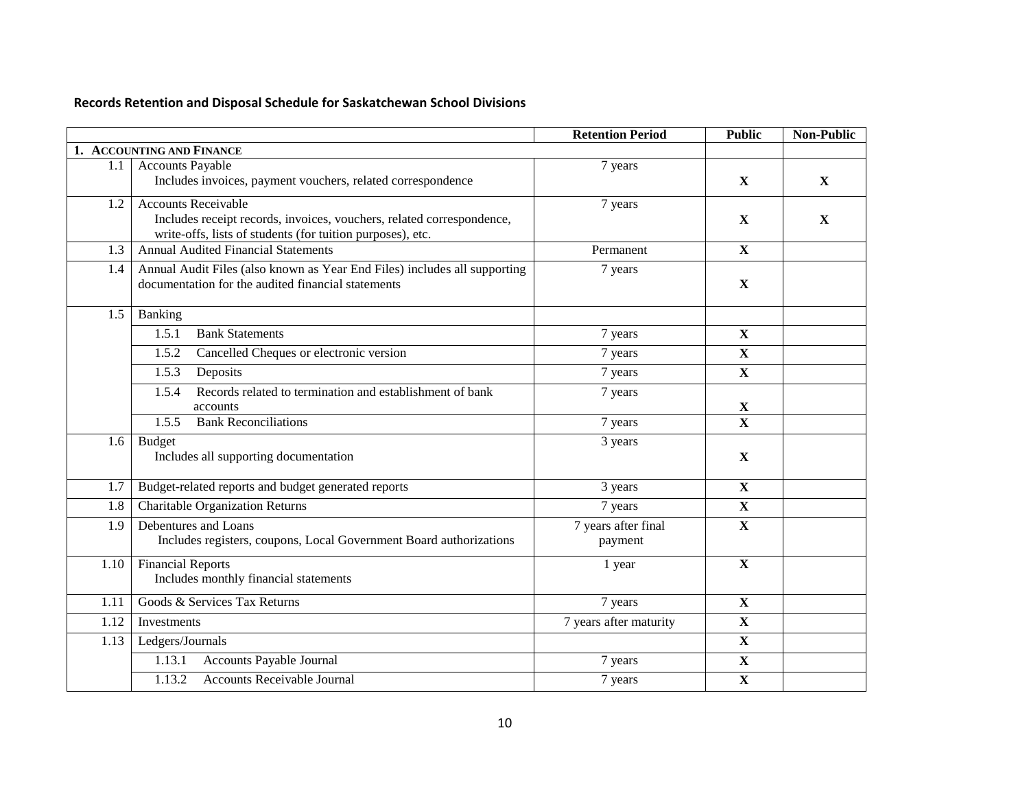## Records Retention and Disposal Schedule for Saskatchewan School Divisions

| | | Retention Period | Public | Non-Public |
|---|---|---|---|---|
| **1. ACCOUNTING AND FINANCE** | | | | |
| 1.1 | Accounts Payable<br>Includes invoices, payment vouchers, related correspondence | 7 years | **X** | **X** |
| 1.2 | Accounts Receivable<br>Includes receipt records, invoices, vouchers, related correspondence, write-offs, lists of students (for tuition purposes), etc. | 7 years | **X** | **X** |
| 1.3 | Annual Audited Financial Statements | Permanent | **X** | |
| 1.4 | Annual Audit Files (also known as Year End Files) includes all supporting documentation for the audited financial statements | 7 years | **X** | |
| 1.5 | Banking | | | |
| | 1.5.1 Bank Statements | 7 years | **X** | |
| | 1.5.2 Cancelled Cheques or electronic version | 7 years | **X** | |
| | 1.5.3 Deposits | 7 years | **X** | |
| | 1.5.4 Records related to termination and establishment of bank accounts | 7 years | **X** | |
| | 1.5.5 Bank Reconciliations | 7 years | **X** | |
| 1.6 | Budget<br>Includes all supporting documentation | 3 years | **X** | |
| 1.7 | Budget-related reports and budget generated reports | 3 years | **X** | |
| 1.8 | Charitable Organization Returns | 7 years | **X** | |
| 1.9 | Debentures and Loans<br>Includes registers, coupons, Local Government Board authorizations | 7 years after final payment | **X** | |
| 1.10 | Financial Reports<br>Includes monthly financial statements | 1 year | **X** | |
| 1.11 | Goods & Services Tax Returns | 7 years | **X** | |
| 1.12 | Investments | 7 years after maturity | **X** | |
| 1.13 | Ledgers/Journals | | **X** | |
| | 1.13.1 Accounts Payable Journal | 7 years | **X** | |
| | 1.13.2 Accounts Receivable Journal | 7 years | **X** | |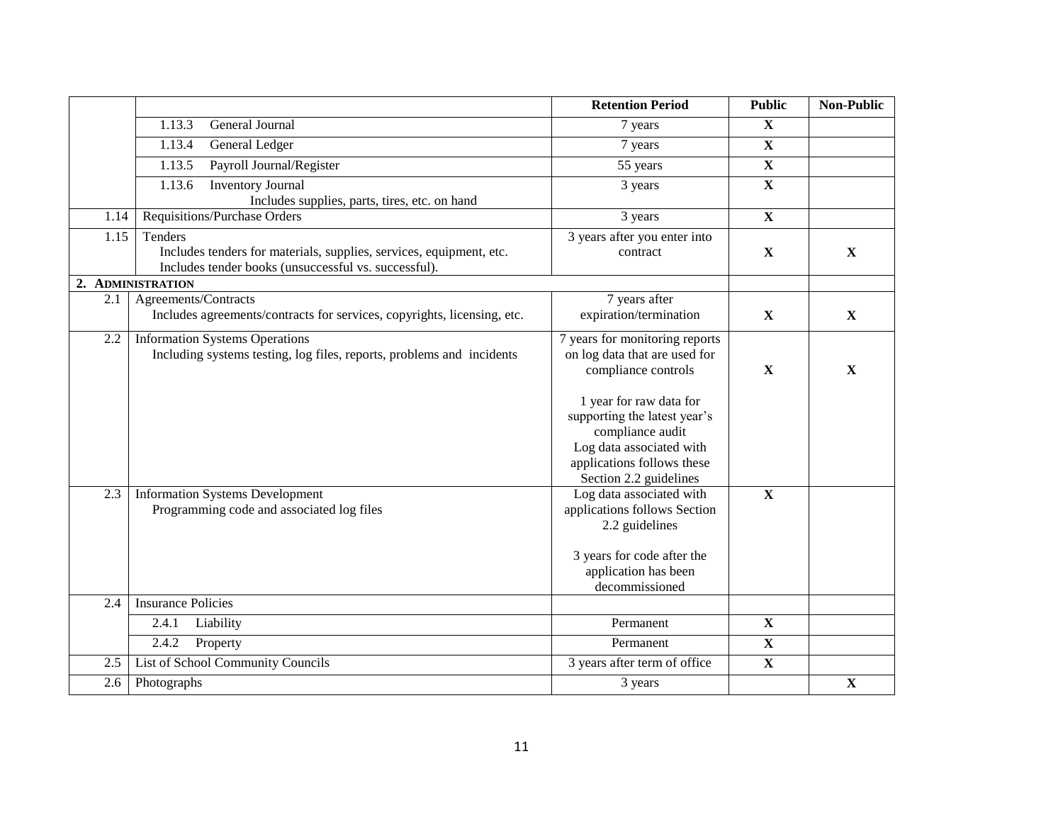| | | Retention Period | Public | Non-Public |
|---|---|---|---|---|
| | 1.13.3 General Journal | 7 years | X | |
| | 1.13.4 General Ledger | 7 years | X | |
| | 1.13.5 Payroll Journal/Register | 55 years | X | |
| | 1.13.6 Inventory Journal<br>Includes supplies, parts, tires, etc. on hand | 3 years | X | |
| 1.14 | Requisitions/Purchase Orders | 3 years | X | |
| 1.15 | Tenders<br>Includes tenders for materials, supplies, services, equipment, etc.<br>Includes tender books (unsuccessful vs. successful). | 3 years after you enter into contract | X | X |
| **2. ADMINISTRATION** | | | | |
| 2.1 | Agreements/Contracts<br>Includes agreements/contracts for services, copyrights, licensing, etc. | 7 years after expiration/termination | X | X |
| 2.2 | Information Systems Operations<br>Including systems testing, log files, reports, problems and incidents | 7 years for monitoring reports on log data that are used for compliance controls<br><br>1 year for raw data for supporting the latest year's compliance audit<br>Log data associated with applications follows these Section 2.2 guidelines | X | X |
| 2.3 | Information Systems Development<br>Programming code and associated log files | Log data associated with applications follows Section 2.2 guidelines<br><br>3 years for code after the application has been decommissioned | X | |
| 2.4 | Insurance Policies | | | |
| | 2.4.1 Liability | Permanent | X | |
| | 2.4.2 Property | Permanent | X | |
| 2.5 | List of School Community Councils | 3 years after term of office | X | |
| 2.6 | Photographs | 3 years | | X |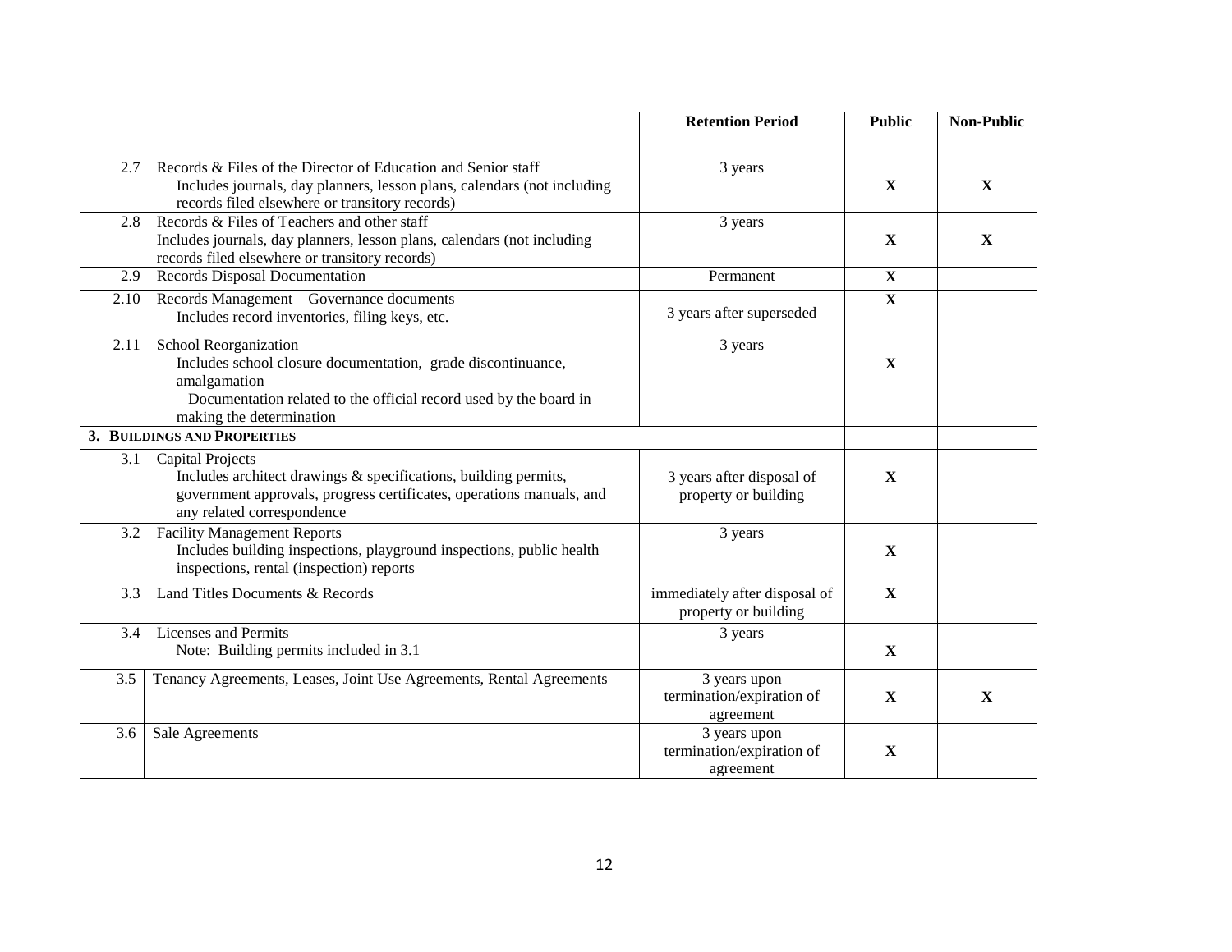| | | Retention Period | Public | Non-Public |
|---|---|---|---|---|
| 2.7 | Records & Files of the Director of Education and Senior staff<br>Includes journals, day planners, lesson plans, calendars (not including records filed elsewhere or transitory records) | 3 years | X | X |
| 2.8 | Records & Files of Teachers and other staff<br>Includes journals, day planners, lesson plans, calendars (not including records filed elsewhere or transitory records) | 3 years | X | X |
| 2.9 | Records Disposal Documentation | Permanent | X | |
| 2.10 | Records Management – Governance documents<br>Includes record inventories, filing keys, etc. | 3 years after superseded | X | |
| 2.11 | School Reorganization<br>Includes school closure documentation, grade discontinuance, amalgamation<br>Documentation related to the official record used by the board in making the determination | 3 years | X | |
| **3. BUILDINGS AND PROPERTIES** | | | | |
| 3.1 | Capital Projects<br>Includes architect drawings & specifications, building permits, government approvals, progress certificates, operations manuals, and any related correspondence | 3 years after disposal of property or building | X | |
| 3.2 | Facility Management Reports<br>Includes building inspections, playground inspections, public health inspections, rental (inspection) reports | 3 years | X | |
| 3.3 | Land Titles Documents & Records | immediately after disposal of property or building | X | |
| 3.4 | Licenses and Permits<br>Note: Building permits included in 3.1 | 3 years | X | |
| 3.5 | Tenancy Agreements, Leases, Joint Use Agreements, Rental Agreements | 3 years upon termination/expiration of agreement | X | X |
| 3.6 | Sale Agreements | 3 years upon termination/expiration of agreement | X | |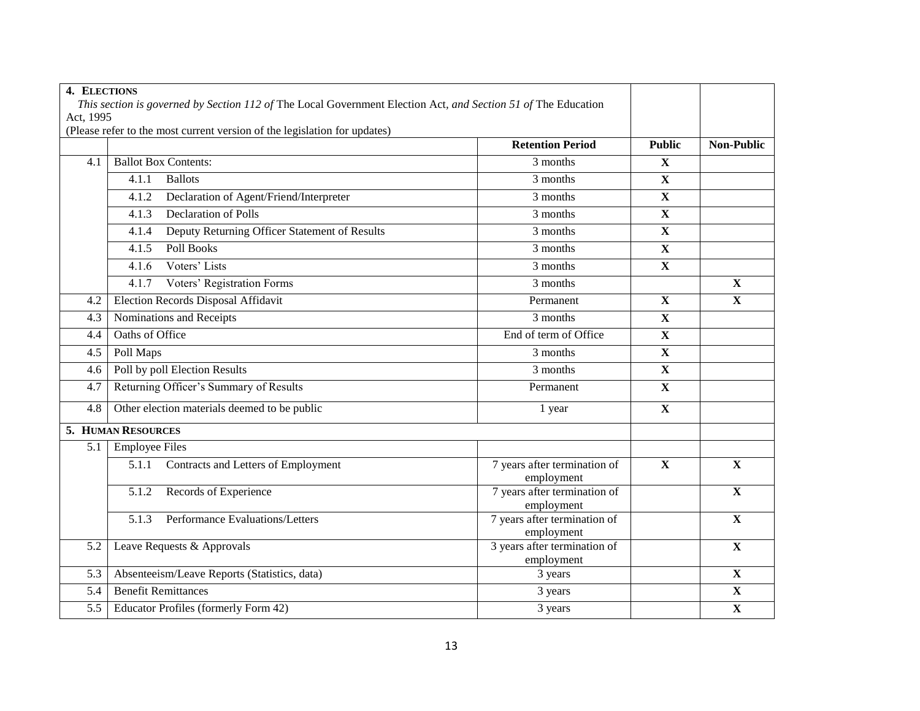| **4. Elections**<br>*This section is governed by Section 112 of* The Local Government Election Act, *and Section 51 of* The Education Act, 1995<br>(Please refer to the most current version of the legislation for updates) | | | | |
|---|---|---|---|---|
| | | **Retention Period** | **Public** | **Non-Public** |
| 4.1 | Ballot Box Contents: | 3 months | **X** | |
| | 4.1.1 Ballots | 3 months | **X** | |
| | 4.1.2 Declaration of Agent/Friend/Interpreter | 3 months | **X** | |
| | 4.1.3 Declaration of Polls | 3 months | **X** | |
| | 4.1.4 Deputy Returning Officer Statement of Results | 3 months | **X** | |
| | 4.1.5 Poll Books | 3 months | **X** | |
| | 4.1.6 Voters' Lists | 3 months | **X** | |
| | 4.1.7 Voters' Registration Forms | 3 months | | **X** |
| 4.2 | Election Records Disposal Affidavit | Permanent | **X** | **X** |
| 4.3 | Nominations and Receipts | 3 months | **X** | |
| 4.4 | Oaths of Office | End of term of Office | **X** | |
| 4.5 | Poll Maps | 3 months | **X** | |
| 4.6 | Poll by poll Election Results | 3 months | **X** | |
| 4.7 | Returning Officer's Summary of Results | Permanent | **X** | |
| 4.8 | Other election materials deemed to be public | 1 year | **X** | |
| **5. Human Resources** | | | | |
| 5.1 | Employee Files | | | |
| | 5.1.1 Contracts and Letters of Employment | 7 years after termination of employment | **X** | **X** |
| | 5.1.2 Records of Experience | 7 years after termination of employment | | **X** |
| | 5.1.3 Performance Evaluations/Letters | 7 years after termination of employment | | **X** |
| 5.2 | Leave Requests & Approvals | 3 years after termination of employment | | **X** |
| 5.3 | Absenteeism/Leave Reports (Statistics, data) | 3 years | | **X** |
| 5.4 | Benefit Remittances | 3 years | | **X** |
| 5.5 | Educator Profiles (formerly Form 42) | 3 years | | **X** |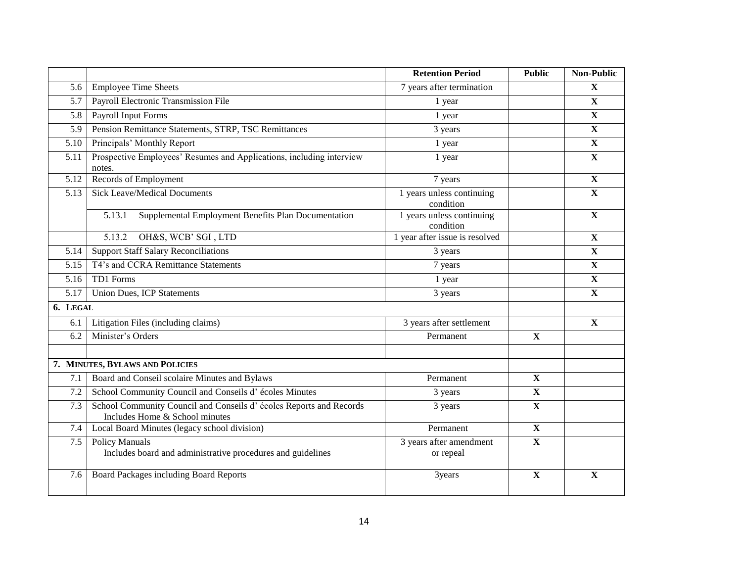| | | Retention Period | Public | Non-Public |
|---|---|---|---|---|
| 5.6 | Employee Time Sheets | 7 years after termination | | X |
| 5.7 | Payroll Electronic Transmission File | 1 year | | X |
| 5.8 | Payroll Input Forms | 1 year | | X |
| 5.9 | Pension Remittance Statements, STRP, TSC Remittances | 3 years | | X |
| 5.10 | Principals' Monthly Report | 1 year | | X |
| 5.11 | Prospective Employees' Resumes and Applications, including interview notes. | 1 year | | X |
| 5.12 | Records of Employment | 7 years | | X |
| 5.13 | Sick Leave/Medical Documents | 1 years unless continuing condition | | X |
| | 5.13.1 Supplemental Employment Benefits Plan Documentation | 1 years unless continuing condition | | X |
| | 5.13.2 OH&S, WCB' SGI , LTD | 1 year after issue is resolved | | X |
| 5.14 | Support Staff Salary Reconciliations | 3 years | | X |
| 5.15 | T4's and CCRA Remittance Statements | 7 years | | X |
| 5.16 | TD1 Forms | 1 year | | X |
| 5.17 | Union Dues, ICP Statements | 3 years | | X |
| **6. LEGAL** | | | | |
| 6.1 | Litigation Files (including claims) | 3 years after settlement | | X |
| 6.2 | Minister's Orders | Permanent | X | |
| | | | | |
| **7. MINUTES, BYLAWS AND POLICIES** | | | | |
| 7.1 | Board and Conseil scolaire Minutes and Bylaws | Permanent | X | |
| 7.2 | School Community Council and Conseils d' écoles Minutes | 3 years | X | |
| 7.3 | School Community Council and Conseils d' écoles Reports and Records Includes Home & School minutes | 3 years | X | |
| 7.4 | Local Board Minutes (legacy school division) | Permanent | X | |
| 7.5 | Policy Manuals Includes board and administrative procedures and guidelines | 3 years after amendment or repeal | X | |
| 7.6 | Board Packages including Board Reports | 3years | X | X |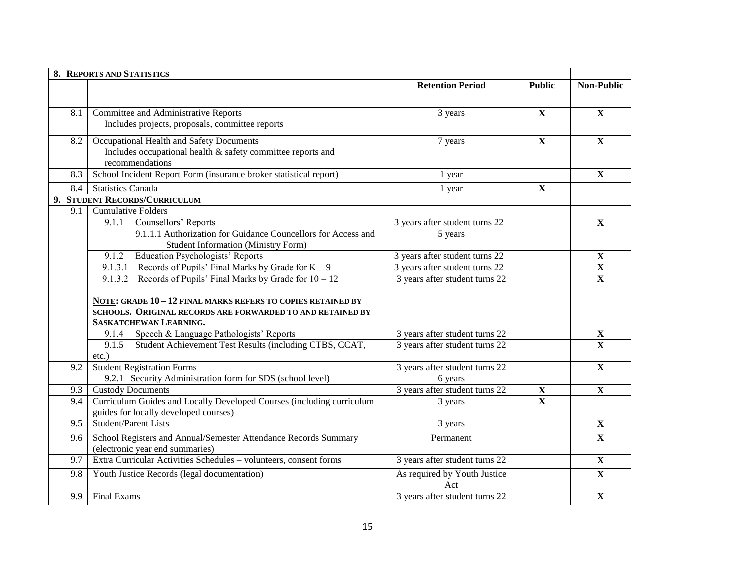| **8. REPORTS AND STATISTICS** | | | | |
|---|---|---|---|---|
| | | **Retention Period** | **Public** | **Non-Public** |
| 8.1 | Committee and Administrative Reports<br>Includes projects, proposals, committee reports | 3 years | **X** | **X** |
| 8.2 | Occupational Health and Safety Documents<br>Includes occupational health & safety committee reports and recommendations | 7 years | **X** | **X** |
| 8.3 | School Incident Report Form (insurance broker statistical report) | 1 year | | **X** |
| 8.4 | Statistics Canada | 1 year | **X** | |
| **9. STUDENT RECORDS/CURRICULUM** | | | | |
| 9.1 | Cumulative Folders | | | |
| | 9.1.1 Counsellors' Reports | 3 years after student turns 22 | | **X** |
| | 9.1.1.1 Authorization for Guidance Councellors for Access and Student Information (Ministry Form) | 5 years | | |
| | 9.1.2 Education Psychologists' Reports | 3 years after student turns 22 | | **X** |
| | 9.1.3.1 Records of Pupils' Final Marks by Grade for K – 9 | 3 years after student turns 22 | | **X** |
| | 9.1.3.2 Records of Pupils' Final Marks by Grade for 10 – 12<br><br>**NOTE: GRADE 10 – 12 FINAL MARKS REFERS TO COPIES RETAINED BY SCHOOLS. ORIGINAL RECORDS ARE FORWARDED TO AND RETAINED BY SASKATCHEWAN LEARNING.** | 3 years after student turns 22 | | **X** |
| | 9.1.4 Speech & Language Pathologists' Reports | 3 years after student turns 22 | | **X** |
| | 9.1.5 Student Achievement Test Results (including CTBS, CCAT, etc.) | 3 years after student turns 22 | | **X** |
| 9.2 | Student Registration Forms | 3 years after student turns 22 | | **X** |
| | 9.2.1 Security Administration form for SDS (school level) | 6 years | | |
| 9.3 | Custody Documents | 3 years after student turns 22 | **X** | **X** |
| 9.4 | Curriculum Guides and Locally Developed Courses (including curriculum guides for locally developed courses) | 3 years | **X** | |
| 9.5 | Student/Parent Lists | 3 years | | **X** |
| 9.6 | School Registers and Annual/Semester Attendance Records Summary (electronic year end summaries) | Permanent | | **X** |
| 9.7 | Extra Curricular Activities Schedules – volunteers, consent forms | 3 years after student turns 22 | | **X** |
| 9.8 | Youth Justice Records (legal documentation) | As required by Youth Justice Act | | **X** |
| 9.9 | Final Exams | 3 years after student turns 22 | | **X** |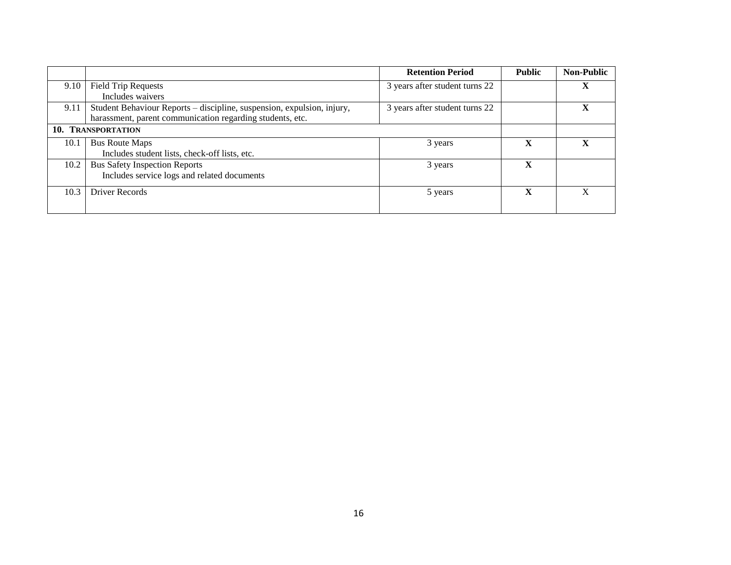| | | Retention Period | Public | Non-Public |
|---|---|---|---|---|
| 9.10 | Field Trip Requests<br>Includes waivers | 3 years after student turns 22 | | **X** |
| 9.11 | Student Behaviour Reports – discipline, suspension, expulsion, injury, harassment, parent communication regarding students, etc. | 3 years after student turns 22 | | **X** |
| **10. TRANSPORTATION** | | | | |
| 10.1 | Bus Route Maps<br>Includes student lists, check-off lists, etc. | 3 years | **X** | **X** |
| 10.2 | Bus Safety Inspection Reports<br>Includes service logs and related documents | 3 years | **X** | |
| 10.3 | Driver Records | 5 years | **X** | X |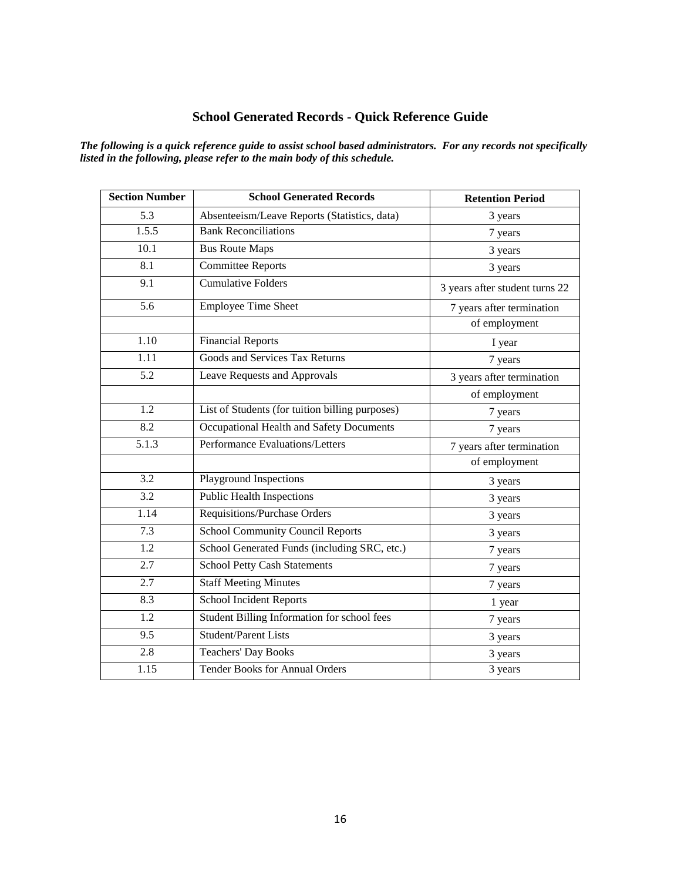## School Generated Records - Quick Reference Guide

***The following is a quick reference guide to assist school based administrators. For any records not specifically listed in the following, please refer to the main body of this schedule.***

| Section Number | School Generated Records | Retention Period |
|---|---|---|
| 5.3 | Absenteeism/Leave Reports (Statistics, data) | 3 years |
| 1.5.5 | Bank Reconciliations | 7 years |
| 10.1 | Bus Route Maps | 3 years |
| 8.1 | Committee Reports | 3 years |
| 9.1 | Cumulative Folders | 3 years after student turns 22 |
| 5.6 | Employee Time Sheet | 7 years after termination of employment |
| 1.10 | Financial Reports | I year |
| 1.11 | Goods and Services Tax Returns | 7 years |
| 5.2 | Leave Requests and Approvals | 3 years after termination of employment |
| 1.2 | List of Students (for tuition billing purposes) | 7 years |
| 8.2 | Occupational Health and Safety Documents | 7 years |
| 5.1.3 | Performance Evaluations/Letters | 7 years after termination of employment |
| 3.2 | Playground Inspections | 3 years |
| 3.2 | Public Health Inspections | 3 years |
| 1.14 | Requisitions/Purchase Orders | 3 years |
| 7.3 | School Community Council Reports | 3 years |
| 1.2 | School Generated Funds (including SRC, etc.) | 7 years |
| 2.7 | School Petty Cash Statements | 7 years |
| 2.7 | Staff Meeting Minutes | 7 years |
| 8.3 | School Incident Reports | 1 year |
| 1.2 | Student Billing Information for school fees | 7 years |
| 9.5 | Student/Parent Lists | 3 years |
| 2.8 | Teachers' Day Books | 3 years |
| 1.15 | Tender Books for Annual Orders | 3 years |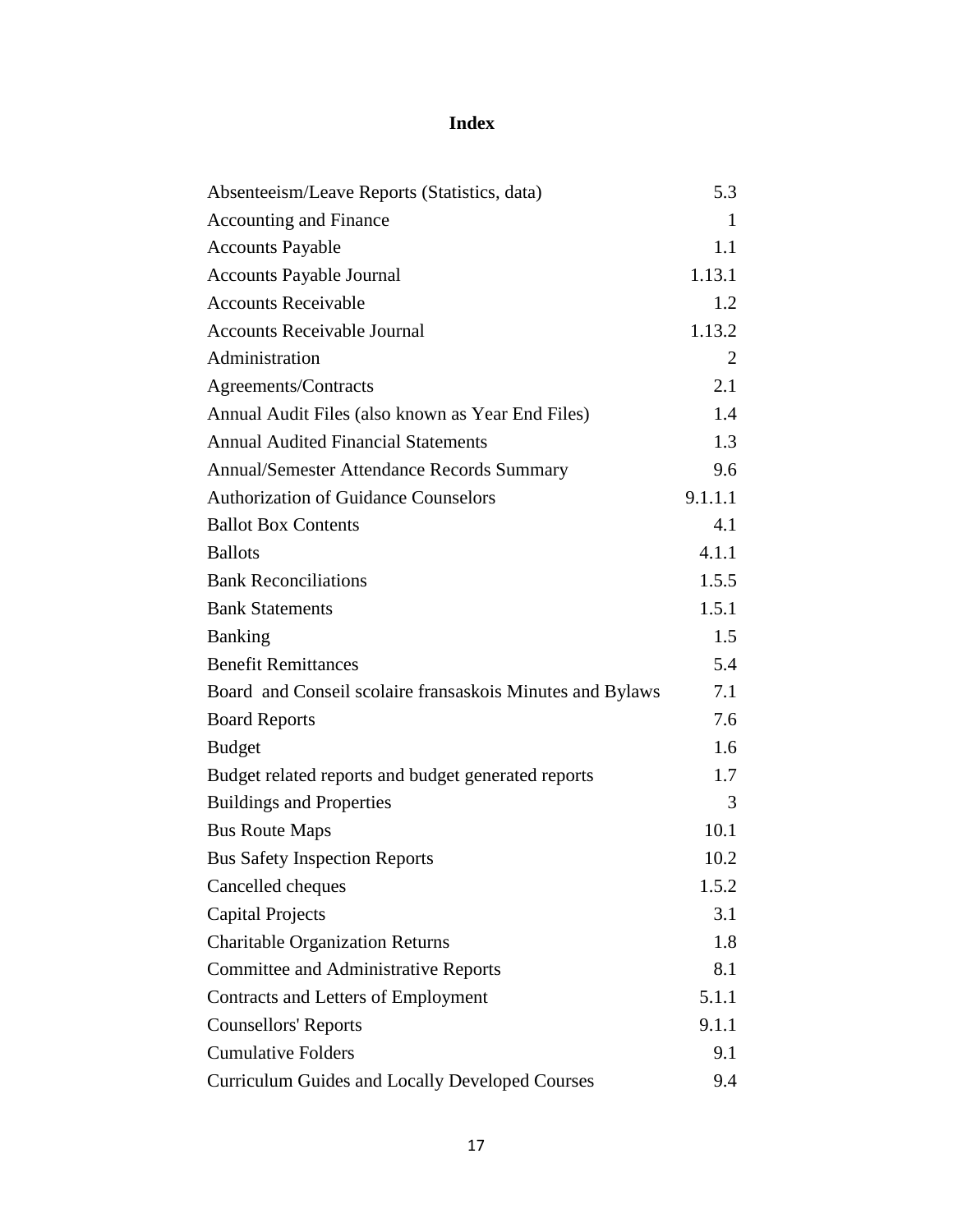# Index

| | |
|---|---|
| Absenteeism/Leave Reports (Statistics, data) | 5.3 |
| Accounting and Finance | 1 |
| Accounts Payable | 1.1 |
| Accounts Payable Journal | 1.13.1 |
| Accounts Receivable | 1.2 |
| Accounts Receivable Journal | 1.13.2 |
| Administration | 2 |
| Agreements/Contracts | 2.1 |
| Annual Audit Files (also known as Year End Files) | 1.4 |
| Annual Audited Financial Statements | 1.3 |
| Annual/Semester Attendance Records Summary | 9.6 |
| Authorization of Guidance Counselors | 9.1.1.1 |
| Ballot Box Contents | 4.1 |
| Ballots | 4.1.1 |
| Bank Reconciliations | 1.5.5 |
| Bank Statements | 1.5.1 |
| Banking | 1.5 |
| Benefit Remittances | 5.4 |
| Board and Conseil scolaire fransaskois Minutes and Bylaws | 7.1 |
| Board Reports | 7.6 |
| Budget | 1.6 |
| Budget related reports and budget generated reports | 1.7 |
| Buildings and Properties | 3 |
| Bus Route Maps | 10.1 |
| Bus Safety Inspection Reports | 10.2 |
| Cancelled cheques | 1.5.2 |
| Capital Projects | 3.1 |
| Charitable Organization Returns | 1.8 |
| Committee and Administrative Reports | 8.1 |
| Contracts and Letters of Employment | 5.1.1 |
| Counsellors' Reports | 9.1.1 |
| Cumulative Folders | 9.1 |
| Curriculum Guides and Locally Developed Courses | 9.4 |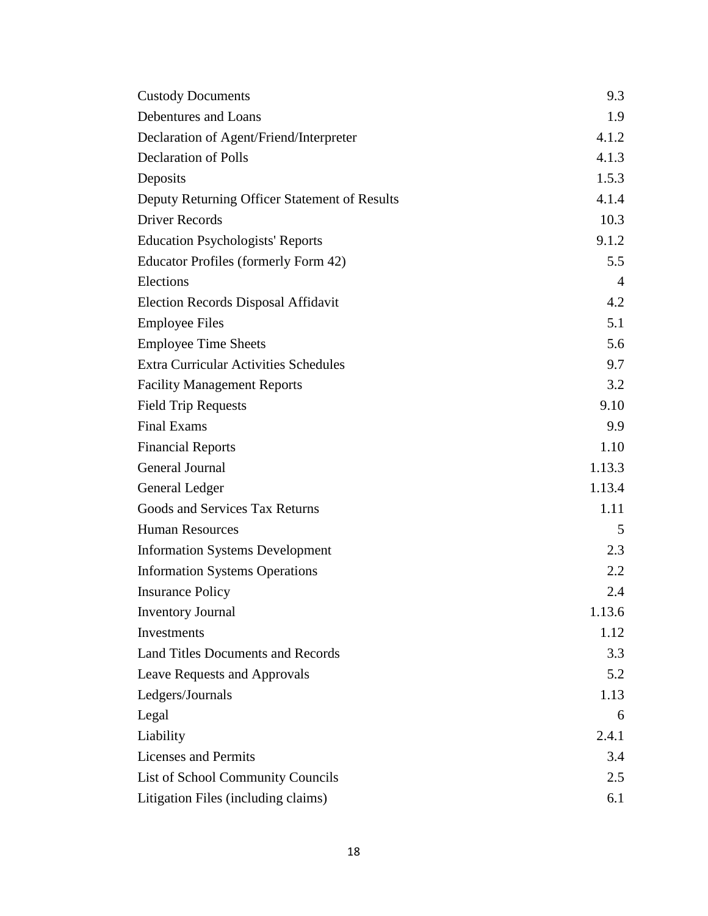| | |
|---|---|
| Custody Documents | 9.3 |
| Debentures and Loans | 1.9 |
| Declaration of Agent/Friend/Interpreter | 4.1.2 |
| Declaration of Polls | 4.1.3 |
| Deposits | 1.5.3 |
| Deputy Returning Officer Statement of Results | 4.1.4 |
| Driver Records | 10.3 |
| Education Psychologists' Reports | 9.1.2 |
| Educator Profiles (formerly Form 42) | 5.5 |
| Elections | 4 |
| Election Records Disposal Affidavit | 4.2 |
| Employee Files | 5.1 |
| Employee Time Sheets | 5.6 |
| Extra Curricular Activities Schedules | 9.7 |
| Facility Management Reports | 3.2 |
| Field Trip Requests | 9.10 |
| Final Exams | 9.9 |
| Financial Reports | 1.10 |
| General Journal | 1.13.3 |
| General Ledger | 1.13.4 |
| Goods and Services Tax Returns | 1.11 |
| Human Resources | 5 |
| Information Systems Development | 2.3 |
| Information Systems Operations | 2.2 |
| Insurance Policy | 2.4 |
| Inventory Journal | 1.13.6 |
| Investments | 1.12 |
| Land Titles Documents and Records | 3.3 |
| Leave Requests and Approvals | 5.2 |
| Ledgers/Journals | 1.13 |
| Legal | 6 |
| Liability | 2.4.1 |
| Licenses and Permits | 3.4 |
| List of School Community Councils | 2.5 |
| Litigation Files (including claims) | 6.1 |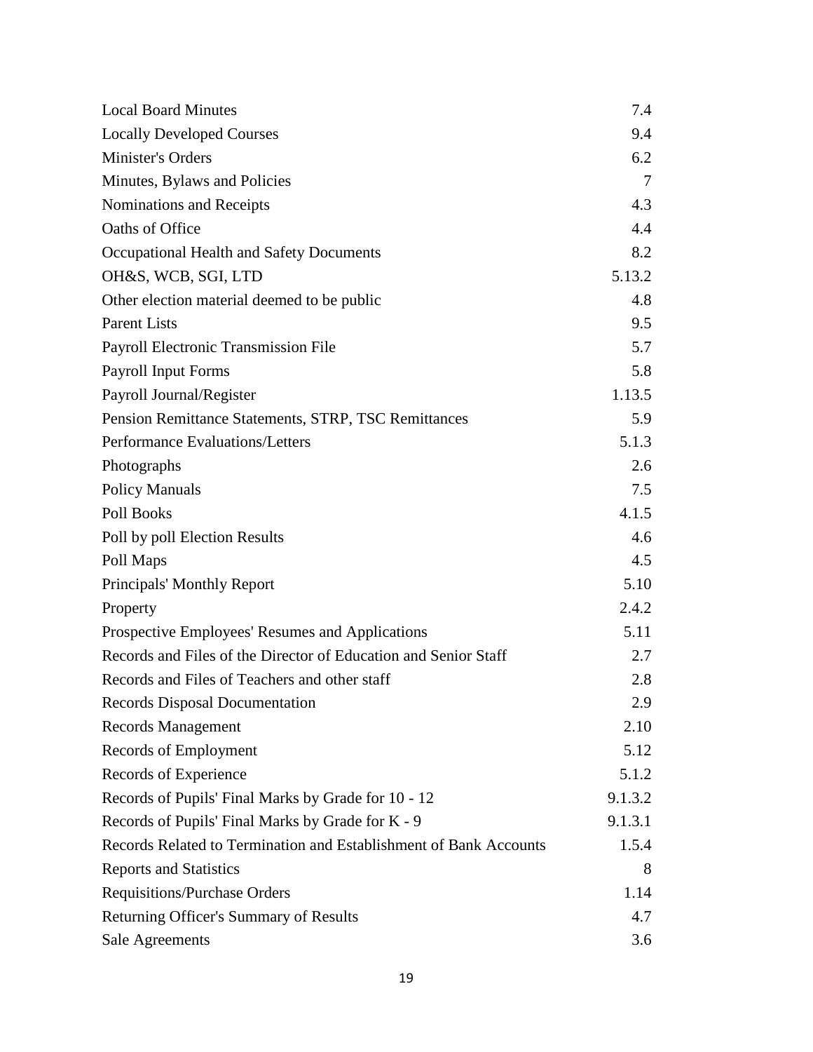| | |
|---|---|
| Local Board Minutes | 7.4 |
| Locally Developed Courses | 9.4 |
| Minister's Orders | 6.2 |
| Minutes, Bylaws and Policies | 7 |
| Nominations and Receipts | 4.3 |
| Oaths of Office | 4.4 |
| Occupational Health and Safety Documents | 8.2 |
| OH&S, WCB, SGI, LTD | 5.13.2 |
| Other election material deemed to be public | 4.8 |
| Parent Lists | 9.5 |
| Payroll Electronic Transmission File | 5.7 |
| Payroll Input Forms | 5.8 |
| Payroll Journal/Register | 1.13.5 |
| Pension Remittance Statements, STRP, TSC Remittances | 5.9 |
| Performance Evaluations/Letters | 5.1.3 |
| Photographs | 2.6 |
| Policy Manuals | 7.5 |
| Poll Books | 4.1.5 |
| Poll by poll Election Results | 4.6 |
| Poll Maps | 4.5 |
| Principals' Monthly Report | 5.10 |
| Property | 2.4.2 |
| Prospective Employees' Resumes and Applications | 5.11 |
| Records and Files of the Director of Education and Senior Staff | 2.7 |
| Records and Files of Teachers and other staff | 2.8 |
| Records Disposal Documentation | 2.9 |
| Records Management | 2.10 |
| Records of Employment | 5.12 |
| Records of Experience | 5.1.2 |
| Records of Pupils' Final Marks by Grade for 10 - 12 | 9.1.3.2 |
| Records of Pupils' Final Marks by Grade for K - 9 | 9.1.3.1 |
| Records Related to Termination and Establishment of Bank Accounts | 1.5.4 |
| Reports and Statistics | 8 |
| Requisitions/Purchase Orders | 1.14 |
| Returning Officer's Summary of Results | 4.7 |
| Sale Agreements | 3.6 |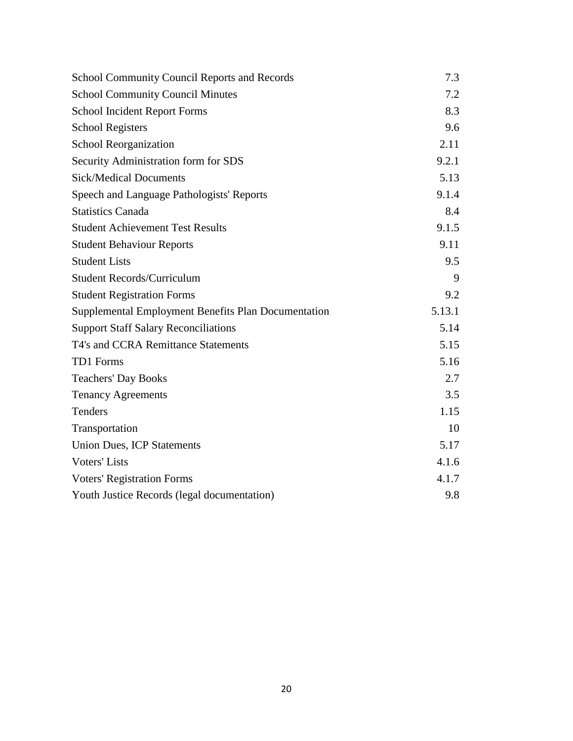| | |
|---|---|
| School Community Council Reports and Records | 7.3 |
| School Community Council Minutes | 7.2 |
| School Incident Report Forms | 8.3 |
| School Registers | 9.6 |
| School Reorganization | 2.11 |
| Security Administration form for SDS | 9.2.1 |
| Sick/Medical Documents | 5.13 |
| Speech and Language Pathologists' Reports | 9.1.4 |
| Statistics Canada | 8.4 |
| Student Achievement Test Results | 9.1.5 |
| Student Behaviour Reports | 9.11 |
| Student Lists | 9.5 |
| Student Records/Curriculum | 9 |
| Student Registration Forms | 9.2 |
| Supplemental Employment Benefits Plan Documentation | 5.13.1 |
| Support Staff Salary Reconciliations | 5.14 |
| T4's and CCRA Remittance Statements | 5.15 |
| TD1 Forms | 5.16 |
| Teachers' Day Books | 2.7 |
| Tenancy Agreements | 3.5 |
| Tenders | 1.15 |
| Transportation | 10 |
| Union Dues, ICP Statements | 5.17 |
| Voters' Lists | 4.1.6 |
| Voters' Registration Forms | 4.1.7 |
| Youth Justice Records (legal documentation) | 9.8 |